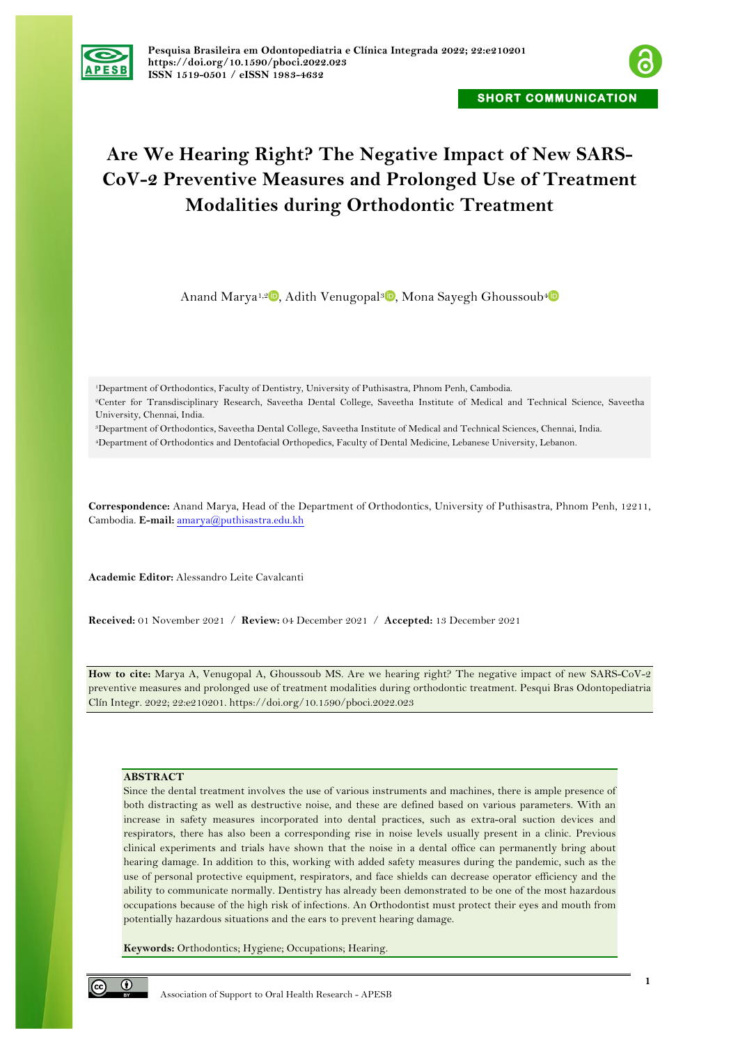SHORT COMMUNICATION

# Are We Hearing Right? The Negative Impact of New SARS-CoV-2 Preventive Measures and Prolonged Use of Treatment Modalities during Orthodontic Treatment

Anand Marya[1,2], Adith Venugopal[3], Mona Sayegh Ghoussoub[4]

[1]Department of Orthodontics, Faculty of Dentistry, University of Puthisastra, Phnom Penh, Cambodia.
[2]Center for Transdisciplinary Research, Saveetha Dental College, Saveetha Institute of Medical and Technical Science, Saveetha University, Chennai, India.
[3]Department of Orthodontics, Saveetha Dental College, Saveetha Institute of Medical and Technical Sciences, Chennai, India.
[4]Department of Orthodontics and Dentofacial Orthopedics, Faculty of Dental Medicine, Lebanese University, Lebanon.

**Correspondence:** Anand Marya, Head of the Department of Orthodontics, University of Puthisastra, Phnom Penh, 12211, Cambodia. **E-mail:** amarya@puthisastra.edu.kh

**Academic Editor:** Alessandro Leite Cavalcanti

**Received:** 01 November 2021 / **Review:** 04 December 2021 / **Accepted:** 13 December 2021

**How to cite:** Marya A, Venugopal A, Ghoussoub MS. Are we hearing right? The negative impact of new SARS-CoV-2 preventive measures and prolonged use of treatment modalities during orthodontic treatment. Pesqui Bras Odontopediatria Clín Integr. 2022; 22:e210201. https://doi.org/10.1590/pboci.2022.023

## ABSTRACT

Since the dental treatment involves the use of various instruments and machines, there is ample presence of both distracting as well as destructive noise, and these are defined based on various parameters. With an increase in safety measures incorporated into dental practices, such as extra-oral suction devices and respirators, there has also been a corresponding rise in noise levels usually present in a clinic. Previous clinical experiments and trials have shown that the noise in a dental office can permanently bring about hearing damage. In addition to this, working with added safety measures during the pandemic, such as the use of personal protective equipment, respirators, and face shields can decrease operator efficiency and the ability to communicate normally. Dentistry has already been demonstrated to be one of the most hazardous occupations because of the high risk of infections. An Orthodontist must protect their eyes and mouth from potentially hazardous situations and the ears to prevent hearing damage.

**Keywords:** Orthodontics; Hygiene; Occupations; Hearing.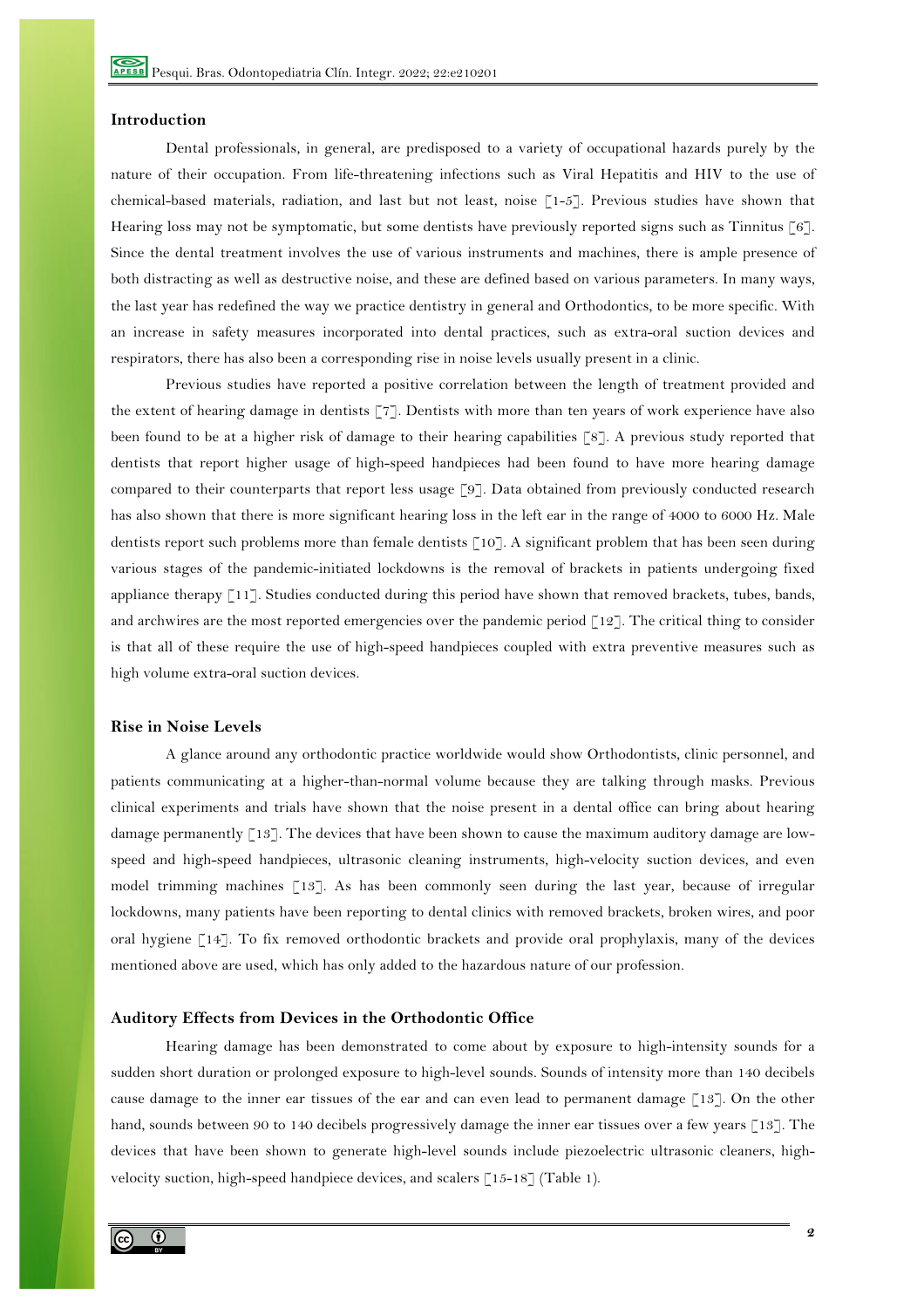## Introduction

Dental professionals, in general, are predisposed to a variety of occupational hazards purely by the nature of their occupation. From life-threatening infections such as Viral Hepatitis and HIV to the use of chemical-based materials, radiation, and last but not least, noise [1-5]. Previous studies have shown that Hearing loss may not be symptomatic, but some dentists have previously reported signs such as Tinnitus [6]. Since the dental treatment involves the use of various instruments and machines, there is ample presence of both distracting as well as destructive noise, and these are defined based on various parameters. In many ways, the last year has redefined the way we practice dentistry in general and Orthodontics, to be more specific. With an increase in safety measures incorporated into dental practices, such as extra-oral suction devices and respirators, there has also been a corresponding rise in noise levels usually present in a clinic.

Previous studies have reported a positive correlation between the length of treatment provided and the extent of hearing damage in dentists [7]. Dentists with more than ten years of work experience have also been found to be at a higher risk of damage to their hearing capabilities [8]. A previous study reported that dentists that report higher usage of high-speed handpieces had been found to have more hearing damage compared to their counterparts that report less usage [9]. Data obtained from previously conducted research has also shown that there is more significant hearing loss in the left ear in the range of 4000 to 6000 Hz. Male dentists report such problems more than female dentists [10]. A significant problem that has been seen during various stages of the pandemic-initiated lockdowns is the removal of brackets in patients undergoing fixed appliance therapy [11]. Studies conducted during this period have shown that removed brackets, tubes, bands, and archwires are the most reported emergencies over the pandemic period [12]. The critical thing to consider is that all of these require the use of high-speed handpieces coupled with extra preventive measures such as high volume extra-oral suction devices.

## Rise in Noise Levels

A glance around any orthodontic practice worldwide would show Orthodontists, clinic personnel, and patients communicating at a higher-than-normal volume because they are talking through masks. Previous clinical experiments and trials have shown that the noise present in a dental office can bring about hearing damage permanently [13]. The devices that have been shown to cause the maximum auditory damage are low-speed and high-speed handpieces, ultrasonic cleaning instruments, high-velocity suction devices, and even model trimming machines [13]. As has been commonly seen during the last year, because of irregular lockdowns, many patients have been reporting to dental clinics with removed brackets, broken wires, and poor oral hygiene [14]. To fix removed orthodontic brackets and provide oral prophylaxis, many of the devices mentioned above are used, which has only added to the hazardous nature of our profession.

## Auditory Effects from Devices in the Orthodontic Office

Hearing damage has been demonstrated to come about by exposure to high-intensity sounds for a sudden short duration or prolonged exposure to high-level sounds. Sounds of intensity more than 140 decibels cause damage to the inner ear tissues of the ear and can even lead to permanent damage [13]. On the other hand, sounds between 90 to 140 decibels progressively damage the inner ear tissues over a few years [13]. The devices that have been shown to generate high-level sounds include piezoelectric ultrasonic cleaners, high-velocity suction, high-speed handpiece devices, and scalers [15-18] (Table 1).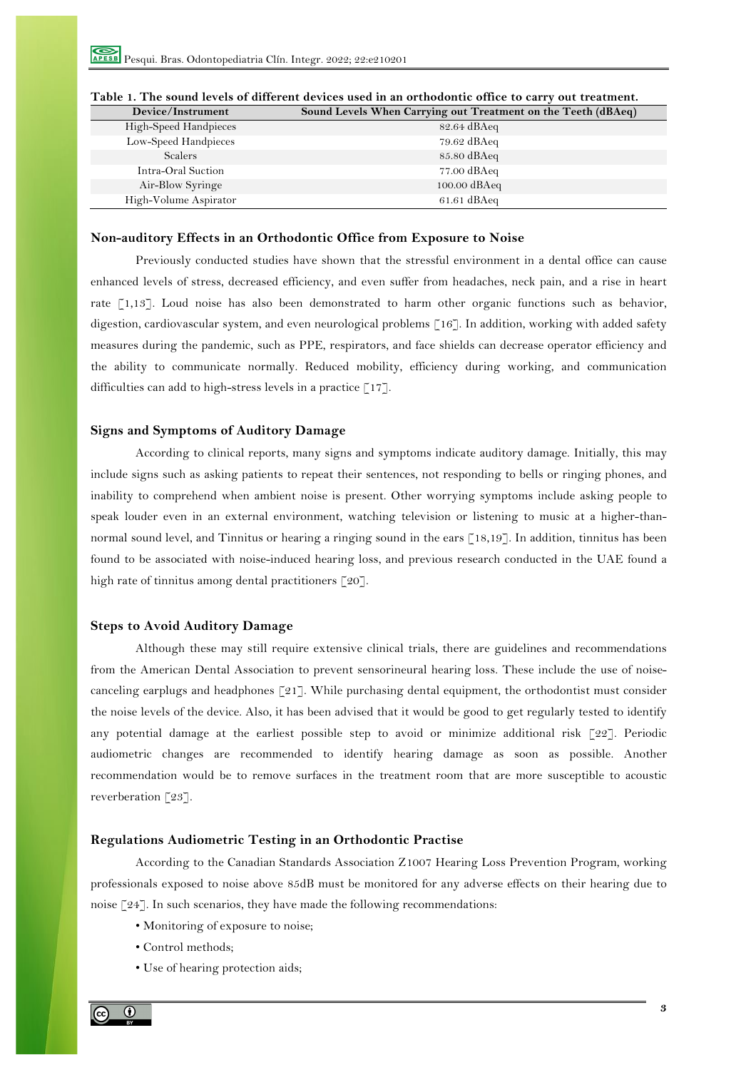**Table 1. The sound levels of different devices used in an orthodontic office to carry out treatment.**

| Device/Instrument | Sound Levels When Carrying out Treatment on the Teeth (dBAeq) |
| --- | --- |
| High-Speed Handpieces | 82.64 dBAeq |
| Low-Speed Handpieces | 79.62 dBAeq |
| Scalers | 85.80 dBAeq |
| Intra-Oral Suction | 77.00 dBAeq |
| Air-Blow Syringe | 100.00 dBAeq |
| High-Volume Aspirator | 61.61 dBAeq |

### Non-auditory Effects in an Orthodontic Office from Exposure to Noise

Previously conducted studies have shown that the stressful environment in a dental office can cause enhanced levels of stress, decreased efficiency, and even suffer from headaches, neck pain, and a rise in heart rate [1,13]. Loud noise has also been demonstrated to harm other organic functions such as behavior, digestion, cardiovascular system, and even neurological problems [16]. In addition, working with added safety measures during the pandemic, such as PPE, respirators, and face shields can decrease operator efficiency and the ability to communicate normally. Reduced mobility, efficiency during working, and communication difficulties can add to high-stress levels in a practice [17].

### Signs and Symptoms of Auditory Damage

According to clinical reports, many signs and symptoms indicate auditory damage. Initially, this may include signs such as asking patients to repeat their sentences, not responding to bells or ringing phones, and inability to comprehend when ambient noise is present. Other worrying symptoms include asking people to speak louder even in an external environment, watching television or listening to music at a higher-than-normal sound level, and Tinnitus or hearing a ringing sound in the ears [18,19]. In addition, tinnitus has been found to be associated with noise-induced hearing loss, and previous research conducted in the UAE found a high rate of tinnitus among dental practitioners [20].

### Steps to Avoid Auditory Damage

Although these may still require extensive clinical trials, there are guidelines and recommendations from the American Dental Association to prevent sensorineural hearing loss. These include the use of noise-canceling earplugs and headphones [21]. While purchasing dental equipment, the orthodontist must consider the noise levels of the device. Also, it has been advised that it would be good to get regularly tested to identify any potential damage at the earliest possible step to avoid or minimize additional risk [22]. Periodic audiometric changes are recommended to identify hearing damage as soon as possible. Another recommendation would be to remove surfaces in the treatment room that are more susceptible to acoustic reverberation [23].

### Regulations Audiometric Testing in an Orthodontic Practise

According to the Canadian Standards Association Z1007 Hearing Loss Prevention Program, working professionals exposed to noise above 85dB must be monitored for any adverse effects on their hearing due to noise [24]. In such scenarios, they have made the following recommendations:

- Monitoring of exposure to noise;
- Control methods;
- Use of hearing protection aids;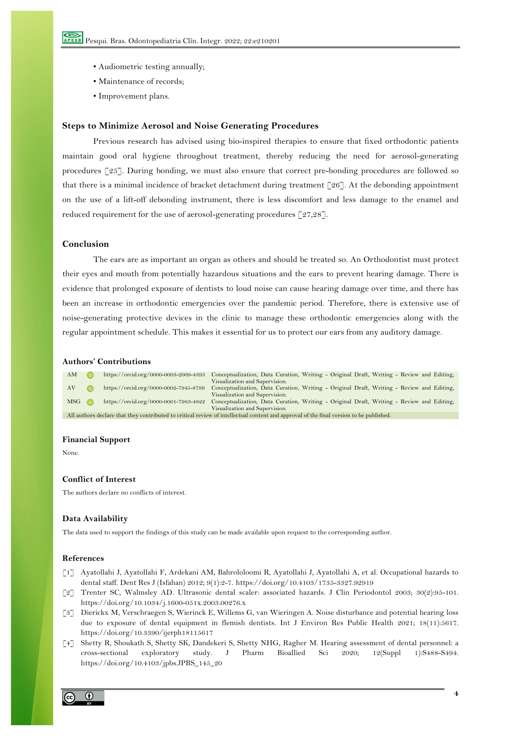- Audiometric testing annually;
- Maintenance of records;
- Improvement plans.

### Steps to Minimize Aerosol and Noise Generating Procedures

Previous research has advised using bio-inspired therapies to ensure that fixed orthodontic patients maintain good oral hygiene throughout treatment, thereby reducing the need for aerosol-generating procedures [25]. During bonding, we must also ensure that correct pre-bonding procedures are followed so that there is a minimal incidence of bracket detachment during treatment [26]. At the debonding appointment on the use of a lift-off debonding instrument, there is less discomfort and less damage to the enamel and reduced requirement for the use of aerosol-generating procedures [27,28].

## Conclusion

The ears are as important an organ as others and should be treated so. An Orthodontist must protect their eyes and mouth from potentially hazardous situations and the ears to prevent hearing damage. There is evidence that prolonged exposure of dentists to loud noise can cause hearing damage over time, and there has been an increase in orthodontic emergencies over the pandemic period. Therefore, there is extensive use of noise-generating protective devices in the clinic to manage these orthodontic emergencies along with the regular appointment schedule. This makes it essential for us to protect our ears from any auditory damage.

## Authors' Contributions

| | | |
|---|---|---|
| AM | https://orcid.org/0000-0003-2009-4393 | Conceptualization, Data Curation, Writing - Original Draft, Writing - Review and Editing, Visualization and Supervision. |
| AV | https://orcid.org/0000-0002-7945-8799 | Conceptualization, Data Curation, Writing - Original Draft, Writing - Review and Editing, Visualization and Supervision. |
| MSG | https://orcid.org/0000-0001-7983-4822 | Conceptualization, Data Curation, Writing - Original Draft, Writing - Review and Editing, Visualization and Supervision. |

All authors declare that they contributed to critical review of intellectual content and approval of the final version to be published.

## Financial Support

None.

## Conflict of Interest

The authors declare no conflicts of interest.

## Data Availability

The data used to support the findings of this study can be made available upon request to the corresponding author.

## References

[1] Ayatollahi J, Ayatollahi F, Ardekani AM, Bahrololoomi R, Ayatollahi J, Ayatollahi A, et al. Occupational hazards to dental staff. Dent Res J (Isfahan) 2012; 9(1):2-7. https://doi.org/10.4103/1735-3327.92919

[2] Trenter SC, Walmsley AD. Ultrasonic dental scaler: associated hazards. J Clin Periodontol 2003; 30(2):95-101. https://doi.org/10.1034/j.1600-051x.2003.00276.x

[3] Dierickx M, Verschraegen S, Wierinck E, Willems G, van Wieringen A. Noise disturbance and potential hearing loss due to exposure of dental equipment in flemish dentists. Int J Environ Res Public Health 2021; 18(11):5617. https://doi.org/10.3390/ijerph18115617

[4] Shetty R, Shoukath S, Shetty SK, Dandekeri S, Shetty NHG, Ragher M. Hearing assessment of dental personnel: a cross-sectional exploratory study. J Pharm Bioallied Sci 2020; 12(Suppl 1):S488-S494. https://doi.org/10.4103/jpbs.JPBS_145_20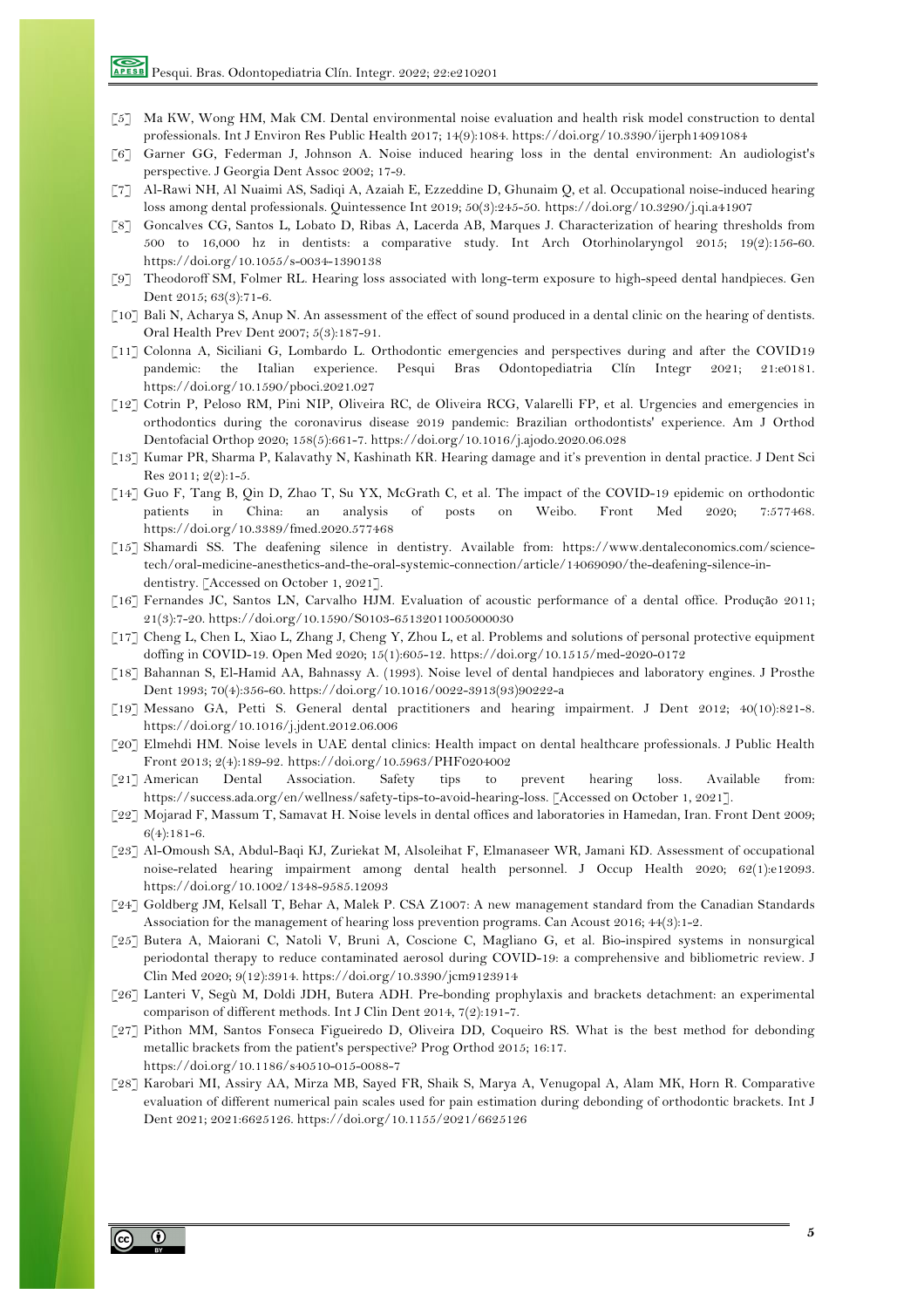[5] Ma KW, Wong HM, Mak CM. Dental environmental noise evaluation and health risk model construction to dental professionals. Int J Environ Res Public Health 2017; 14(9):1084. https://doi.org/10.3390/ijerph14091084

[6] Garner GG, Federman J, Johnson A. Noise induced hearing loss in the dental environment: An audiologist's perspective. J Georgia Dent Assoc 2002; 17-9.

[7] Al-Rawi NH, Al Nuaimi AS, Sadiqi A, Azaiah E, Ezzeddine D, Ghunaim Q, et al. Occupational noise-induced hearing loss among dental professionals. Quintessence Int 2019; 50(3):245-50. https://doi.org/10.3290/j.qi.a41907

[8] Goncalves CG, Santos L, Lobato D, Ribas A, Lacerda AB, Marques J. Characterization of hearing thresholds from 500 to 16,000 hz in dentists: a comparative study. Int Arch Otorhinolaryngol 2015; 19(2):156-60. https://doi.org/10.1055/s-0034-1390138

[9] Theodoroff SM, Folmer RL. Hearing loss associated with long-term exposure to high-speed dental handpieces. Gen Dent 2015; 63(3):71-6.

[10] Bali N, Acharya S, Anup N. An assessment of the effect of sound produced in a dental clinic on the hearing of dentists. Oral Health Prev Dent 2007; 5(3):187-91.

[11] Colonna A, Siciliani G, Lombardo L. Orthodontic emergencies and perspectives during and after the COVID19 pandemic: the Italian experience. Pesqui Bras Odontopediatria Clín Integr 2021; 21:e0181. https://doi.org/10.1590/pboci.2021.027

[12] Cotrin P, Peloso RM, Pini NIP, Oliveira RC, de Oliveira RCG, Valarelli FP, et al. Urgencies and emergencies in orthodontics during the coronavirus disease 2019 pandemic: Brazilian orthodontists' experience. Am J Orthod Dentofacial Orthop 2020; 158(5):661-7. https://doi.org/10.1016/j.ajodo.2020.06.028

[13] Kumar PR, Sharma P, Kalavathy N, Kashinath KR. Hearing damage and it's prevention in dental practice. J Dent Sci Res 2011; 2(2):1-5.

[14] Guo F, Tang B, Qin D, Zhao T, Su YX, McGrath C, et al. The impact of the COVID-19 epidemic on orthodontic patients in China: an analysis of posts on Weibo. Front Med 2020; 7:577468. https://doi.org/10.3389/fmed.2020.577468

[15] Shamardi SS. The deafening silence in dentistry. Available from: https://www.dentaleconomics.com/science-tech/oral-medicine-anesthetics-and-the-oral-systemic-connection/article/14069090/the-deafening-silence-in-dentistry. [Accessed on October 1, 2021].

[16] Fernandes JC, Santos LN, Carvalho HJM. Evaluation of acoustic performance of a dental office. Produção 2011; 21(3):7-20. https://doi.org/10.1590/S0103-65132011005000030

[17] Cheng L, Chen L, Xiao L, Zhang J, Cheng Y, Zhou L, et al. Problems and solutions of personal protective equipment doffing in COVID-19. Open Med 2020; 15(1):605-12. https://doi.org/10.1515/med-2020-0172

[18] Bahannan S, El-Hamid AA, Bahnassy A. (1993). Noise level of dental handpieces and laboratory engines. J Prosthe Dent 1993; 70(4):356-60. https://doi.org/10.1016/0022-3913(93)90222-a

[19] Messano GA, Petti S. General dental practitioners and hearing impairment. J Dent 2012; 40(10):821-8. https://doi.org/10.1016/j.jdent.2012.06.006

[20] Elmehdi HM. Noise levels in UAE dental clinics: Health impact on dental healthcare professionals. J Public Health Front 2013; 2(4):189-92. https://doi.org/10.5963/PHF0204002

[21] American Dental Association. Safety tips to prevent hearing loss. Available from: https://success.ada.org/en/wellness/safety-tips-to-avoid-hearing-loss. [Accessed on October 1, 2021].

[22] Mojarad F, Massum T, Samavat H. Noise levels in dental offices and laboratories in Hamedan, Iran. Front Dent 2009; 6(4):181-6.

[23] Al-Omoush SA, Abdul-Baqi KJ, Zuriekat M, Alsoleihat F, Elmanaseer WR, Jamani KD. Assessment of occupational noise-related hearing impairment among dental health personnel. J Occup Health 2020; 62(1):e12093. https://doi.org/10.1002/1348-9585.12093

[24] Goldberg JM, Kelsall T, Behar A, Malek P. CSA Z1007: A new management standard from the Canadian Standards Association for the management of hearing loss prevention programs. Can Acoust 2016; 44(3):1-2.

[25] Butera A, Maiorani C, Natoli V, Bruni A, Coscione C, Magliano G, et al. Bio-inspired systems in nonsurgical periodontal therapy to reduce contaminated aerosol during COVID-19: a comprehensive and bibliometric review. J Clin Med 2020; 9(12):3914. https://doi.org/10.3390/jcm9123914

[26] Lanteri V, Segù M, Doldi JDH, Butera ADH. Pre-bonding prophylaxis and brackets detachment: an experimental comparison of different methods. Int J Clin Dent 2014, 7(2):191-7.

[27] Pithon MM, Santos Fonseca Figueiredo D, Oliveira DD, Coqueiro RS. What is the best method for debonding metallic brackets from the patient's perspective? Prog Orthod 2015; 16:17. https://doi.org/10.1186/s40510-015-0088-7

[28] Karobari MI, Assiry AA, Mirza MB, Sayed FR, Shaik S, Marya A, Venugopal A, Alam MK, Horn R. Comparative evaluation of different numerical pain scales used for pain estimation during debonding of orthodontic brackets. Int J Dent 2021; 2021:6625126. https://doi.org/10.1155/2021/6625126